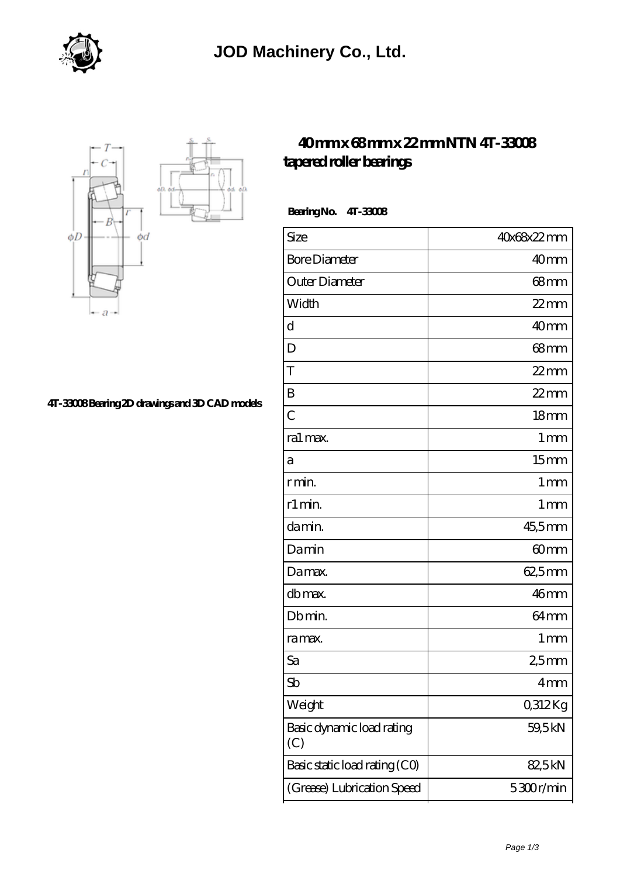# JOD Machinery Co., Ltd.

## 40 mm x 68 mm x 22 mm NTN 4T-33008 tapered roller bearings

4T-33008 Bearing 2D drawings and 3D CAD models

**Bearing No. 4T-33008**

| Size | 40x68x22 mm |
|---|---|
| Bore Diameter | 40 mm |
| Outer Diameter | 68 mm |
| Width | 22 mm |
| d | 40 mm |
| D | 68 mm |
| T | 22 mm |
| B | 22 mm |
| C | 18 mm |
| ra1 max. | 1 mm |
| a | 15 mm |
| r min. | 1 mm |
| r1 min. | 1 mm |
| da min. | 45,5 mm |
| Da min | 60 mm |
| Da max. | 62,5 mm |
| db max. | 46 mm |
| Db min. | 64 mm |
| ra max. | 1 mm |
| Sa | 2,5 mm |
| Sb | 4 mm |
| Weight | 0,312 Kg |
| Basic dynamic load rating (C) | 59,5 kN |
| Basic static load rating (C0) | 82,5 kN |
| (Grease) Lubrication Speed | 5 300 r/min |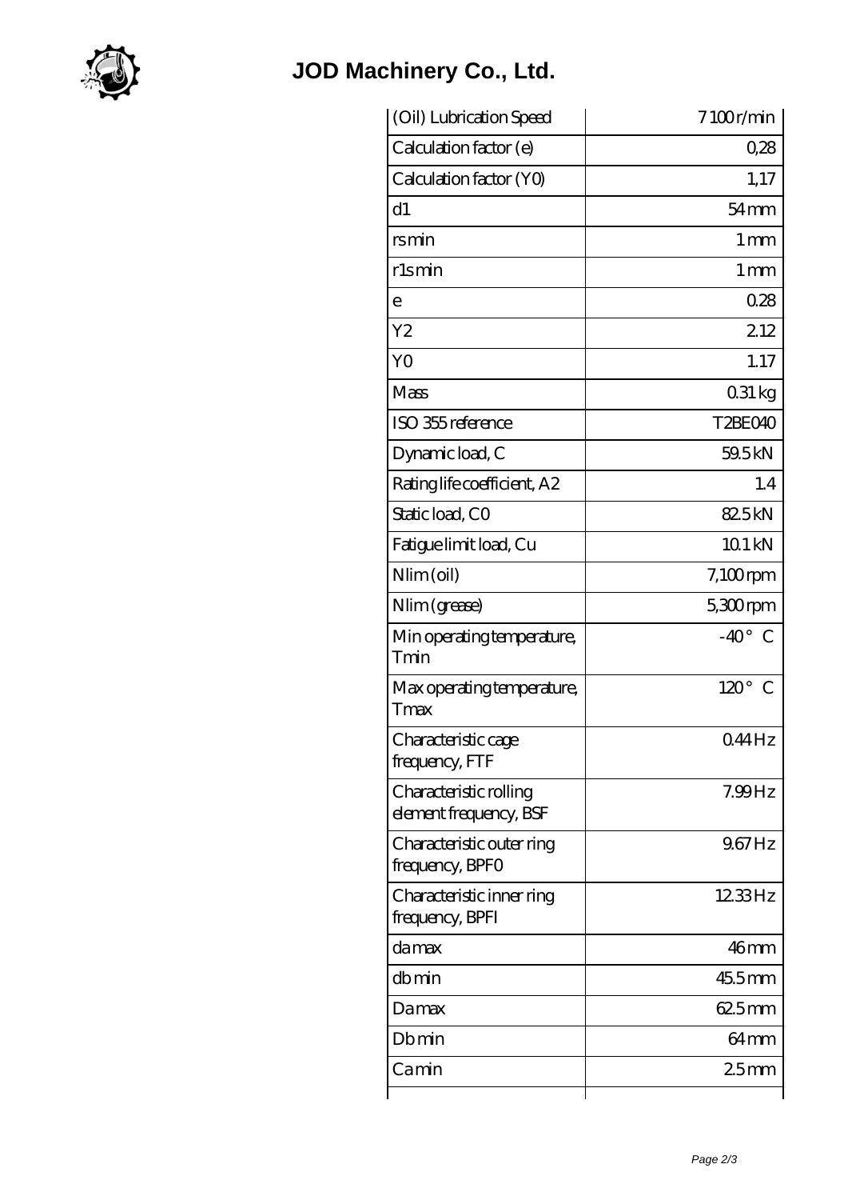# JOD Machinery Co., Ltd.

| | |
|---|---|
| (Oil) Lubrication Speed | 7 100 r/min |
| Calculation factor (e) | 0,28 |
| Calculation factor (Y0) | 1,17 |
| d1 | 54 mm |
| rs min | 1 mm |
| r1s min | 1 mm |
| e | 0.28 |
| Y2 | 2.12 |
| Y0 | 1.17 |
| Mass | 0.31 kg |
| ISO 355 reference | T2BE040 |
| Dynamic load, C | 59.5 kN |
| Rating life coefficient, A2 | 1.4 |
| Static load, C0 | 82.5 kN |
| Fatigue limit load, Cu | 10.1 kN |
| Nlim (oil) | 7,100 rpm |
| Nlim (grease) | 5,300 rpm |
| Min operating temperature, Tmin | -40 ° C |
| Max operating temperature, Tmax | 120 ° C |
| Characteristic cage frequency, FTF | 0.44 Hz |
| Characteristic rolling element frequency, BSF | 7.99 Hz |
| Characteristic outer ring frequency, BPFO | 9.67 Hz |
| Characteristic inner ring frequency, BPFI | 12.33 Hz |
| da max | 46 mm |
| db min | 45.5 mm |
| Da max | 62.5 mm |
| Db min | 64 mm |
| Ca min | 2.5 mm |
| | |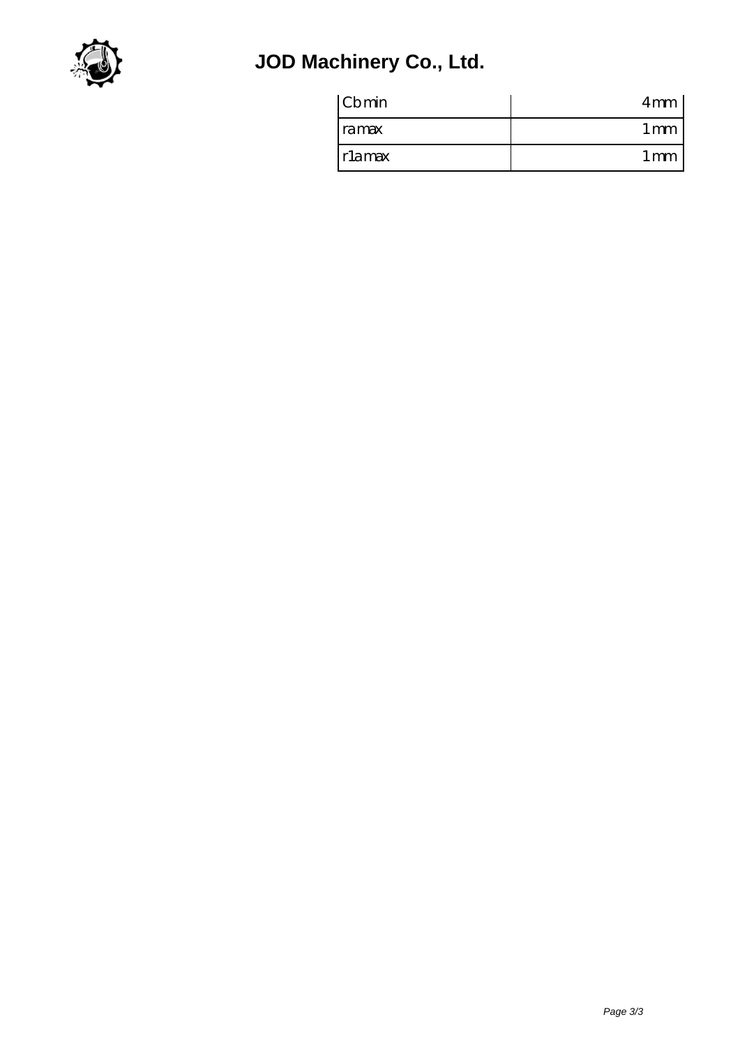| | |
|---|---|
| Cb min | 4 mm |
| ra max | 1 mm |
| r1a max | 1 mm |